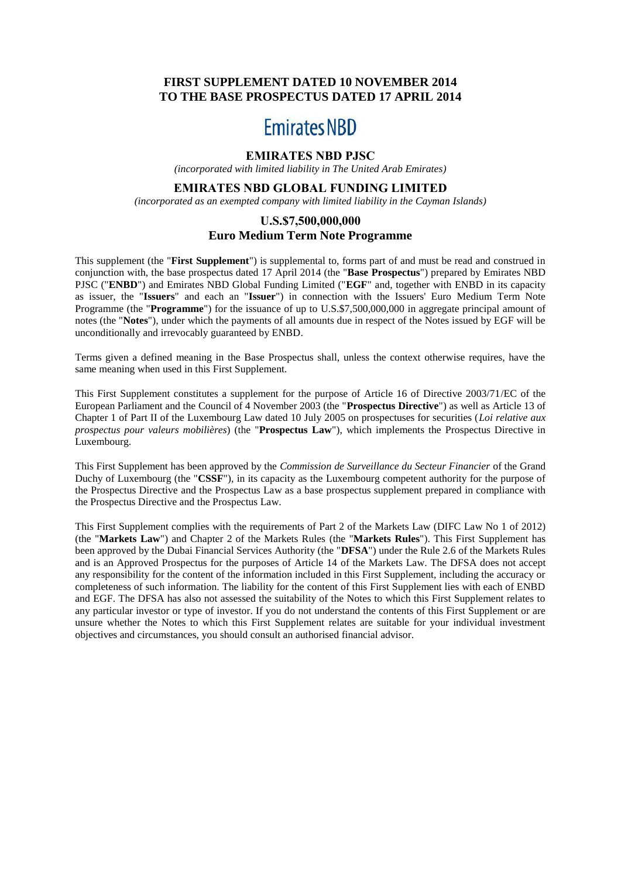**FIRST SUPPLEMENT DATED 10 NOVEMBER 2014**
**TO THE BASE PROSPECTUS DATED 17 APRIL 2014**

# Emirates NBD

## EMIRATES NBD PJSC

*(incorporated with limited liability in The United Arab Emirates)*

## EMIRATES NBD GLOBAL FUNDING LIMITED

*(incorporated as an exempted company with limited liability in the Cayman Islands)*

## U.S.$7,500,000,000
## Euro Medium Term Note Programme

This supplement (the "**First Supplement**") is supplemental to, forms part of and must be read and construed in conjunction with, the base prospectus dated 17 April 2014 (the "**Base Prospectus**") prepared by Emirates NBD PJSC ("**ENBD**") and Emirates NBD Global Funding Limited ("**EGF**" and, together with ENBD in its capacity as issuer, the "**Issuers**" and each an "**Issuer**") in connection with the Issuers' Euro Medium Term Note Programme (the "**Programme**") for the issuance of up to U.S.$7,500,000,000 in aggregate principal amount of notes (the "**Notes**"), under which the payments of all amounts due in respect of the Notes issued by EGF will be unconditionally and irrevocably guaranteed by ENBD.

Terms given a defined meaning in the Base Prospectus shall, unless the context otherwise requires, have the same meaning when used in this First Supplement.

This First Supplement constitutes a supplement for the purpose of Article 16 of Directive 2003/71/EC of the European Parliament and the Council of 4 November 2003 (the "**Prospectus Directive**") as well as Article 13 of Chapter 1 of Part II of the Luxembourg Law dated 10 July 2005 on prospectuses for securities (*Loi relative aux prospectus pour valeurs mobilières*) (the "**Prospectus Law**"), which implements the Prospectus Directive in Luxembourg.

This First Supplement has been approved by the *Commission de Surveillance du Secteur Financier* of the Grand Duchy of Luxembourg (the "**CSSF**"), in its capacity as the Luxembourg competent authority for the purpose of the Prospectus Directive and the Prospectus Law as a base prospectus supplement prepared in compliance with the Prospectus Directive and the Prospectus Law.

This First Supplement complies with the requirements of Part 2 of the Markets Law (DIFC Law No 1 of 2012) (the "**Markets Law**") and Chapter 2 of the Markets Rules (the "**Markets Rules**"). This First Supplement has been approved by the Dubai Financial Services Authority (the "**DFSA**") under the Rule 2.6 of the Markets Rules and is an Approved Prospectus for the purposes of Article 14 of the Markets Law. The DFSA does not accept any responsibility for the content of the information included in this First Supplement, including the accuracy or completeness of such information. The liability for the content of this First Supplement lies with each of ENBD and EGF. The DFSA has also not assessed the suitability of the Notes to which this First Supplement relates to any particular investor or type of investor. If you do not understand the contents of this First Supplement or are unsure whether the Notes to which this First Supplement relates are suitable for your individual investment objectives and circumstances, you should consult an authorised financial advisor.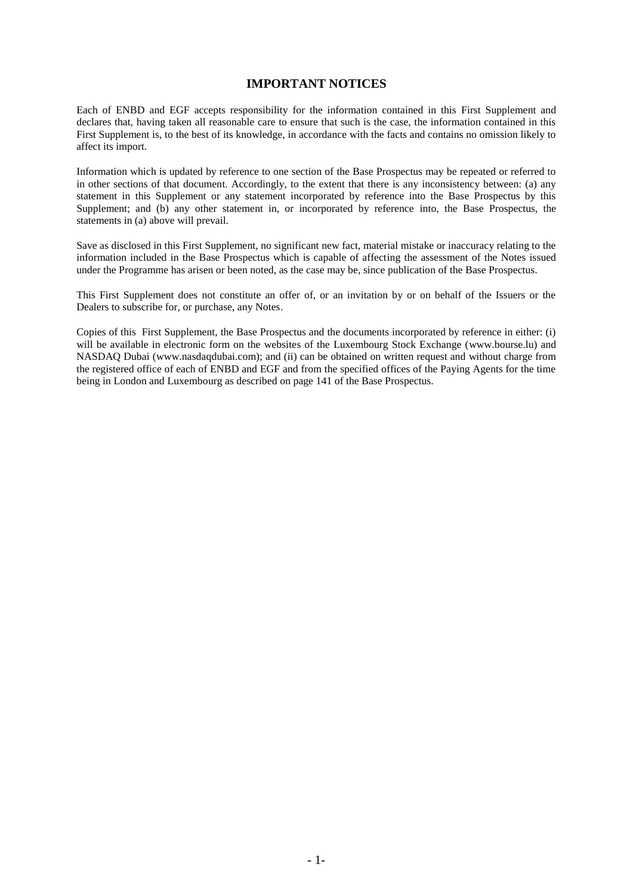## IMPORTANT NOTICES

Each of ENBD and EGF accepts responsibility for the information contained in this First Supplement and declares that, having taken all reasonable care to ensure that such is the case, the information contained in this First Supplement is, to the best of its knowledge, in accordance with the facts and contains no omission likely to affect its import.

Information which is updated by reference to one section of the Base Prospectus may be repeated or referred to in other sections of that document. Accordingly, to the extent that there is any inconsistency between: (a) any statement in this Supplement or any statement incorporated by reference into the Base Prospectus by this Supplement; and (b) any other statement in, or incorporated by reference into, the Base Prospectus, the statements in (a) above will prevail.

Save as disclosed in this First Supplement, no significant new fact, material mistake or inaccuracy relating to the information included in the Base Prospectus which is capable of affecting the assessment of the Notes issued under the Programme has arisen or been noted, as the case may be, since publication of the Base Prospectus.

This First Supplement does not constitute an offer of, or an invitation by or on behalf of the Issuers or the Dealers to subscribe for, or purchase, any Notes.

Copies of this First Supplement, the Base Prospectus and the documents incorporated by reference in either: (i) will be available in electronic form on the websites of the Luxembourg Stock Exchange (www.bourse.lu) and NASDAQ Dubai (www.nasdaqdubai.com); and (ii) can be obtained on written request and without charge from the registered office of each of ENBD and EGF and from the specified offices of the Paying Agents for the time being in London and Luxembourg as described on page 141 of the Base Prospectus.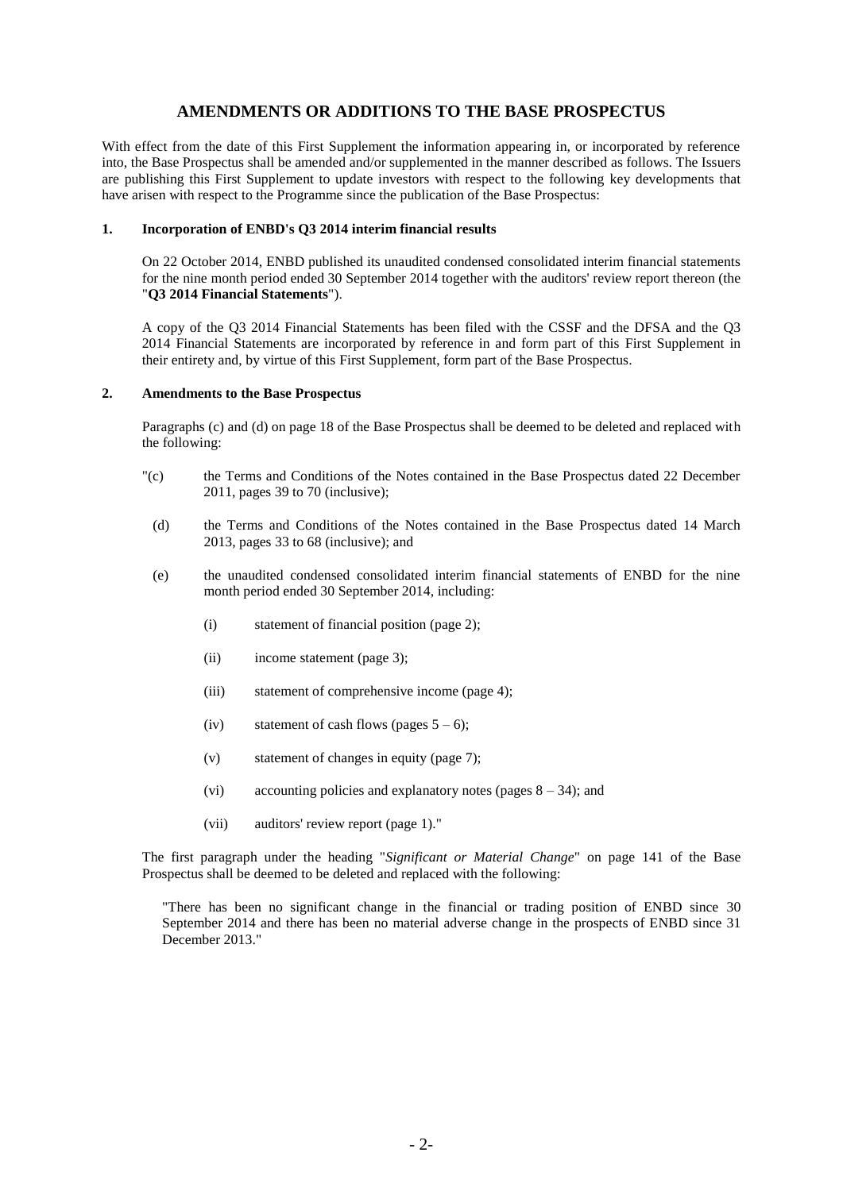## AMENDMENTS OR ADDITIONS TO THE BASE PROSPECTUS

With effect from the date of this First Supplement the information appearing in, or incorporated by reference into, the Base Prospectus shall be amended and/or supplemented in the manner described as follows. The Issuers are publishing this First Supplement to update investors with respect to the following key developments that have arisen with respect to the Programme since the publication of the Base Prospectus:

### 1. Incorporation of ENBD's Q3 2014 interim financial results

On 22 October 2014, ENBD published its unaudited condensed consolidated interim financial statements for the nine month period ended 30 September 2014 together with the auditors' review report thereon (the "**Q3 2014 Financial Statements**").

A copy of the Q3 2014 Financial Statements has been filed with the CSSF and the DFSA and the Q3 2014 Financial Statements are incorporated by reference in and form part of this First Supplement in their entirety and, by virtue of this First Supplement, form part of the Base Prospectus.

### 2. Amendments to the Base Prospectus

Paragraphs (c) and (d) on page 18 of the Base Prospectus shall be deemed to be deleted and replaced with the following:

"(c) the Terms and Conditions of the Notes contained in the Base Prospectus dated 22 December 2011, pages 39 to 70 (inclusive);

(d) the Terms and Conditions of the Notes contained in the Base Prospectus dated 14 March 2013, pages 33 to 68 (inclusive); and

(e) the unaudited condensed consolidated interim financial statements of ENBD for the nine month period ended 30 September 2014, including:

(i) statement of financial position (page 2);

(ii) income statement (page 3);

(iii) statement of comprehensive income (page 4);

(iv) statement of cash flows (pages 5 – 6);

(v) statement of changes in equity (page 7);

(vi) accounting policies and explanatory notes (pages 8 – 34); and

(vii) auditors' review report (page 1)."

The first paragraph under the heading "*Significant or Material Change*" on page 141 of the Base Prospectus shall be deemed to be deleted and replaced with the following:

"There has been no significant change in the financial or trading position of ENBD since 30 September 2014 and there has been no material adverse change in the prospects of ENBD since 31 December 2013."